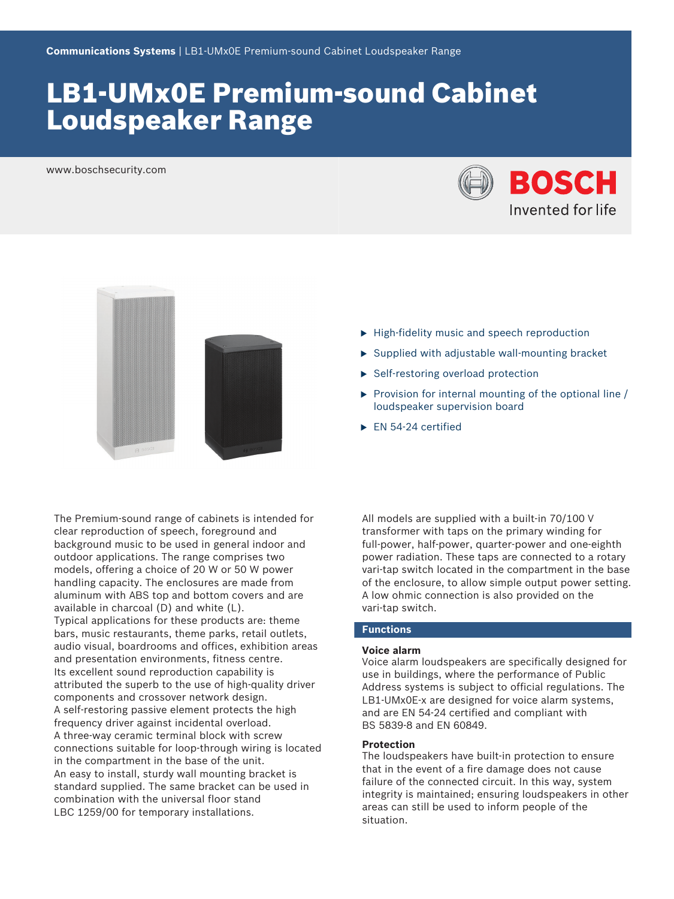**Communications Systems** | LB1-UMx0E Premium-sound Cabinet Loudspeaker Range

# LB1-UMx0E Premium-sound Cabinet Loudspeaker Range

www.boschsecurity.com

BOSCH
Invented for life

- High-fidelity music and speech reproduction
- Supplied with adjustable wall-mounting bracket
- Self-restoring overload protection
- Provision for internal mounting of the optional line / loudspeaker supervision board
- EN 54-24 certified

The Premium-sound range of cabinets is intended for clear reproduction of speech, foreground and background music to be used in general indoor and outdoor applications. The range comprises two models, offering a choice of 20 W or 50 W power handling capacity. The enclosures are made from aluminum with ABS top and bottom covers and are available in charcoal (D) and white (L).
Typical applications for these products are: theme bars, music restaurants, theme parks, retail outlets, audio visual, boardrooms and offices, exhibition areas and presentation environments, fitness centre.
Its excellent sound reproduction capability is attributed the superb to the use of high-quality driver components and crossover network design.
A self-restoring passive element protects the high frequency driver against incidental overload.
A three-way ceramic terminal block with screw connections suitable for loop-through wiring is located in the compartment in the base of the unit.
An easy to install, sturdy wall mounting bracket is standard supplied. The same bracket can be used in combination with the universal floor stand LBC 1259/00 for temporary installations.

All models are supplied with a built-in 70/100 V transformer with taps on the primary winding for full-power, half-power, quarter-power and one-eighth power radiation. These taps are connected to a rotary vari-tap switch located in the compartment in the base of the enclosure, to allow simple output power setting. A low ohmic connection is also provided on the vari-tap switch.

## Functions

### Voice alarm

Voice alarm loudspeakers are specifically designed for use in buildings, where the performance of Public Address systems is subject to official regulations. The LB1-UMx0E-x are designed for voice alarm systems, and are EN 54-24 certified and compliant with BS 5839-8 and EN 60849.

### Protection

The loudspeakers have built-in protection to ensure that in the event of a fire damage does not cause failure of the connected circuit. In this way, system integrity is maintained; ensuring loudspeakers in other areas can still be used to inform people of the situation.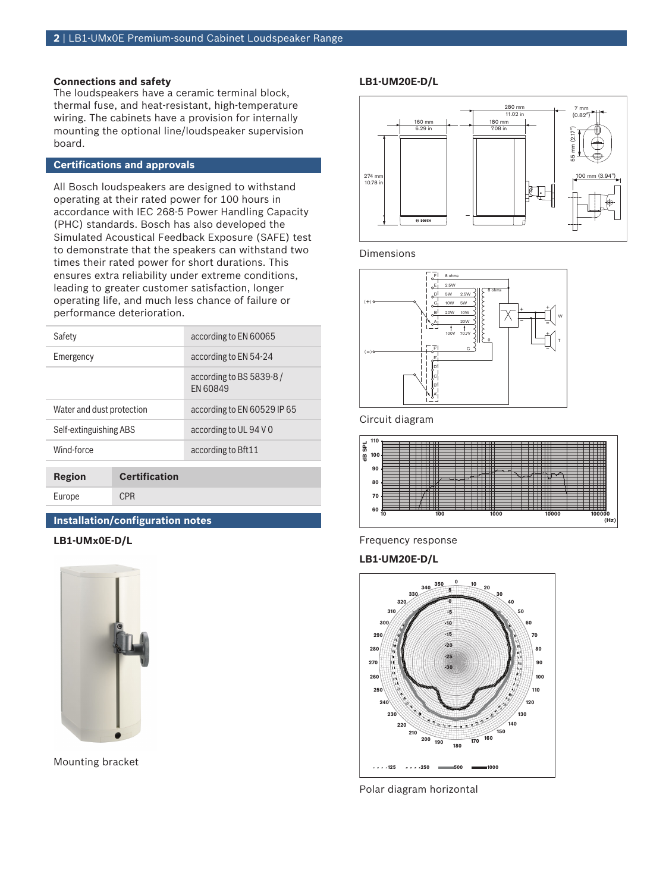## Connections and safety

The loudspeakers have a ceramic terminal block, thermal fuse, and heat-resistant, high-temperature wiring. The cabinets have a provision for internally mounting the optional line/loudspeaker supervision board.

## Certifications and approvals

All Bosch loudspeakers are designed to withstand operating at their rated power for 100 hours in accordance with IEC 268-5 Power Handling Capacity (PHC) standards. Bosch has also developed the Simulated Acoustical Feedback Exposure (SAFE) test to demonstrate that the speakers can withstand two times their rated power for short durations. This ensures extra reliability under extreme conditions, leading to greater customer satisfaction, longer operating life, and much less chance of failure or performance deterioration.

| | |
|---|---|
| Safety | according to EN 60065 |
| Emergency | according to EN 54-24 |
| | according to BS 5839-8 / EN 60849 |
| Water and dust protection | according to EN 60529 IP 65 |
| Self-extinguishing ABS | according to UL 94 V 0 |
| Wind-force | according to Bft11 |

| Region | Certification |
|---|---|
| Europe | CPR |

## Installation/configuration notes

### LB1-UMx0E-D/L

Mounting bracket

### LB1-UM20E-D/L

Dimensions

Circuit diagram

Frequency response

### LB1-UM20E-D/L

Polar diagram horizontal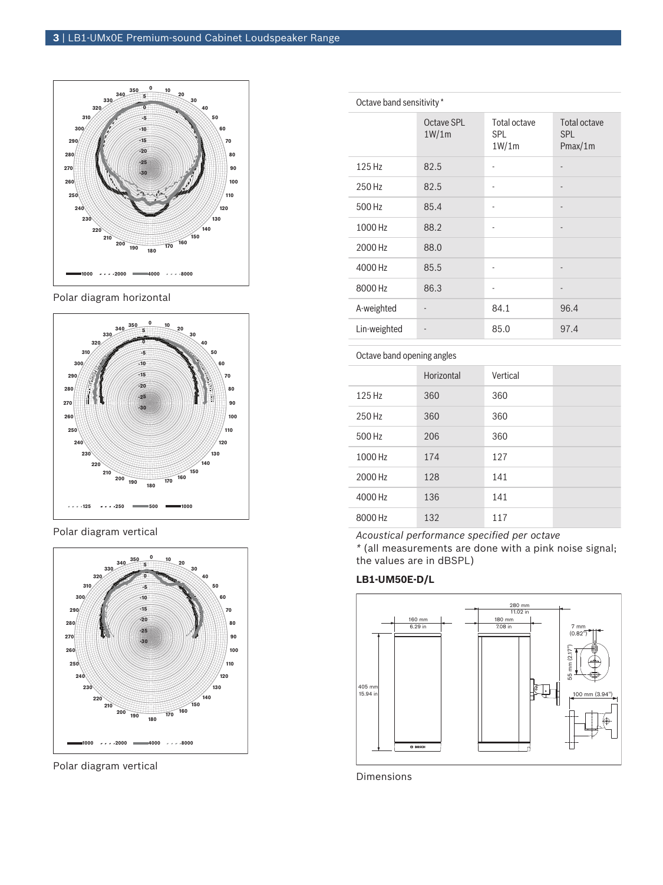Polar diagram horizontal

Polar diagram vertical

Polar diagram vertical

| Octave band sensitivity * | | | |
|---|---|---|---|
| | Octave SPL 1W/1m | Total octave SPL 1W/1m | Total octave SPL Pmax/1m |
| 125 Hz | 82.5 | - | - |
| 250 Hz | 82.5 | - | - |
| 500 Hz | 85.4 | - | - |
| 1000 Hz | 88.2 | - | - |
| 2000 Hz | 88.0 | | |
| 4000 Hz | 85.5 | - | - |
| 8000 Hz | 86.3 | - | - |
| A-weighted | - | 84.1 | 96.4 |
| Lin-weighted | - | 85.0 | 97.4 |

| Octave band opening angles | | | |
|---|---|---|---|
| | Horizontal | Vertical | |
| 125 Hz | 360 | 360 | |
| 250 Hz | 360 | 360 | |
| 500 Hz | 206 | 360 | |
| 1000 Hz | 174 | 127 | |
| 2000 Hz | 128 | 141 | |
| 4000 Hz | 136 | 141 | |
| 8000 Hz | 132 | 117 | |

*Acoustical performance specified per octave*

\* (all measurements are done with a pink noise signal; the values are in dBSPL)

**LB1-UM50E-D/L**

Dimensions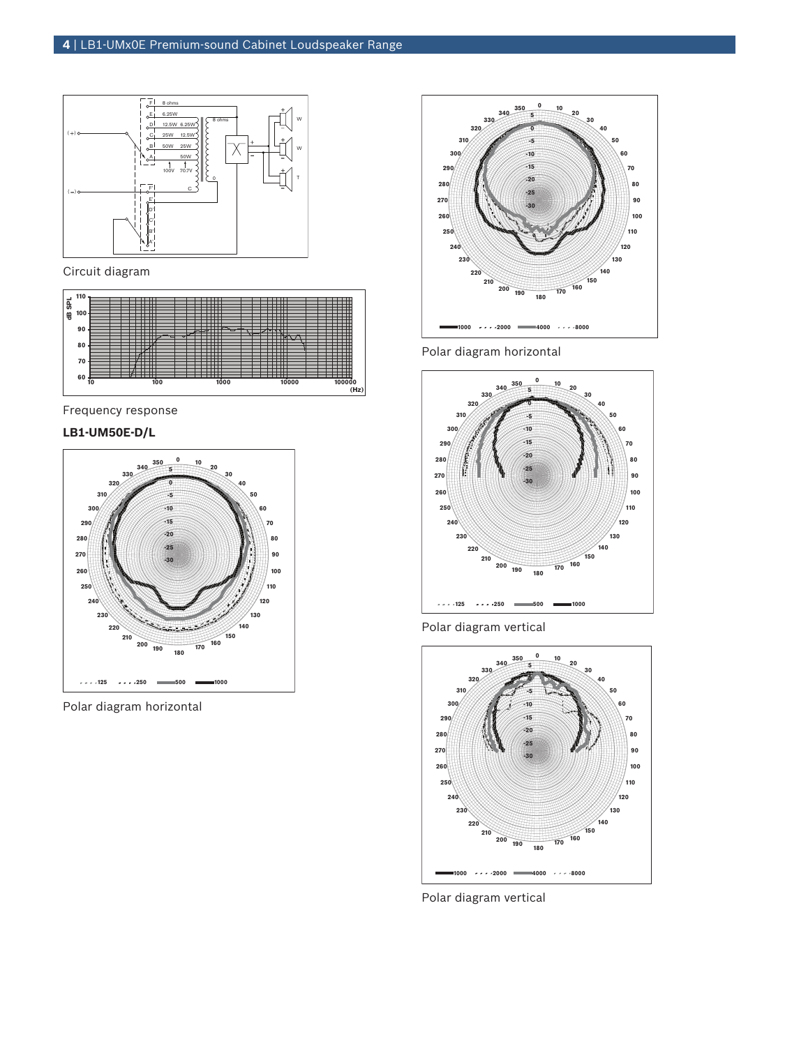Circuit diagram

Frequency response

**LB1-UM50E-D/L**

Polar diagram horizontal

Polar diagram horizontal

Polar diagram vertical

Polar diagram vertical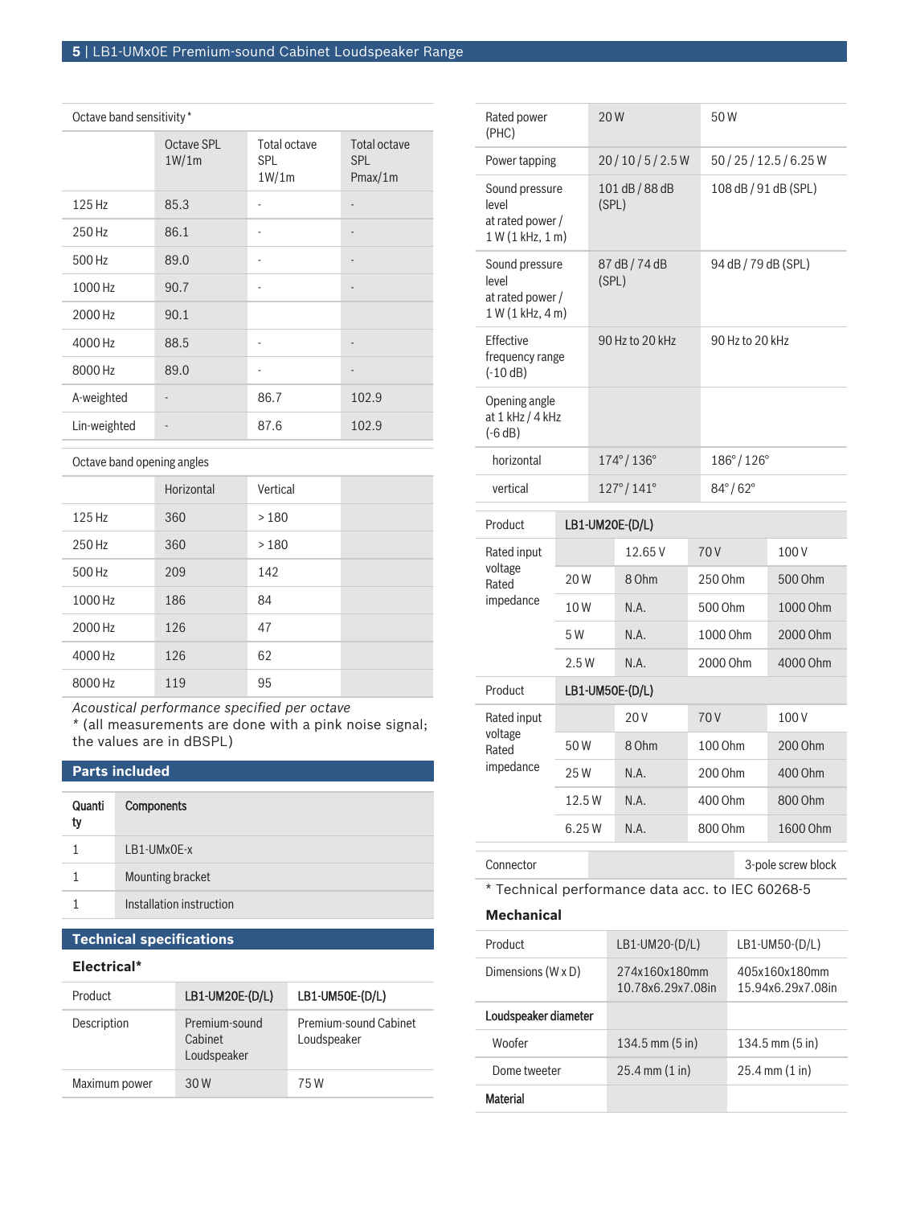Octave band sensitivity *

| | Octave SPL 1W/1m | Total octave SPL 1W/1m | Total octave SPL Pmax/1m |
|---|---|---|---|
| 125 Hz | 85.3 | - | - |
| 250 Hz | 86.1 | - | - |
| 500 Hz | 89.0 | - | - |
| 1000 Hz | 90.7 | - | - |
| 2000 Hz | 90.1 | | |
| 4000 Hz | 88.5 | - | - |
| 8000 Hz | 89.0 | - | - |
| A-weighted | - | 86.7 | 102.9 |
| Lin-weighted | - | 87.6 | 102.9 |

Octave band opening angles

| | Horizontal | Vertical | |
|---|---|---|---|
| 125 Hz | 360 | > 180 | |
| 250 Hz | 360 | > 180 | |
| 500 Hz | 209 | 142 | |
| 1000 Hz | 186 | 84 | |
| 2000 Hz | 126 | 47 | |
| 4000 Hz | 126 | 62 | |
| 8000 Hz | 119 | 95 | |

*Acoustical performance specified per octave*

* (all measurements are done with a pink noise signal; the values are in dBSPL)

## Parts included

| Quantity | Components |
|---|---|
| 1 | LB1-UMx0E-x |
| 1 | Mounting bracket |
| 1 | Installation instruction |

## Technical specifications

### Electrical*

| Product | LB1-UM20E-(D/L) | LB1-UM50E-(D/L) |
|---|---|---|
| Description | Premium-sound Cabinet Loudspeaker | Premium-sound Cabinet Loudspeaker |
| Maximum power | 30 W | 75 W |
| Rated power (PHC) | 20 W | 50 W |
| Power tapping | 20 / 10 / 5 / 2.5 W | 50 / 25 / 12.5 / 6.25 W |
| Sound pressure level at rated power / 1 W (1 kHz, 1 m) | 101 dB / 88 dB (SPL) | 108 dB / 91 dB (SPL) |
| Sound pressure level at rated power / 1 W (1 kHz, 4 m) | 87 dB / 74 dB (SPL) | 94 dB / 79 dB (SPL) |
| Effective frequency range (-10 dB) | 90 Hz to 20 kHz | 90 Hz to 20 kHz |
| Opening angle at 1 kHz / 4 kHz (-6 dB) | | |
| horizontal | 174° / 136° | 186° / 126° |
| vertical | 127° / 141° | 84° / 62° |

| Product | LB1-UM20E-(D/L) | | | |
|---|---|---|---|---|
| Rated input voltage Rated impedance | | 12.65 V | 70 V | 100 V |
| | 20 W | 8 Ohm | 250 Ohm | 500 Ohm |
| | 10 W | N.A. | 500 Ohm | 1000 Ohm |
| | 5 W | N.A. | 1000 Ohm | 2000 Ohm |
| | 2.5 W | N.A. | 2000 Ohm | 4000 Ohm |

| Product | LB1-UM50E-(D/L) | | | |
|---|---|---|---|---|
| Rated input voltage Rated impedance | | 20 V | 70 V | 100 V |
| | 50 W | 8 Ohm | 100 Ohm | 200 Ohm |
| | 25 W | N.A. | 200 Ohm | 400 Ohm |
| | 12.5 W | N.A. | 400 Ohm | 800 Ohm |
| | 6.25 W | N.A. | 800 Ohm | 1600 Ohm |

| Connector | | 3-pole screw block |
|---|---|---|

* Technical performance data acc. to IEC 60268-5

### Mechanical

| Product | LB1-UM20-(D/L) | LB1-UM50-(D/L) |
|---|---|---|
| Dimensions (W x D) | 274x160x180mm 10.78x6.29x7.08in | 405x160x180mm 15.94x6.29x7.08in |
| **Loudspeaker diameter** | | |
| Woofer | 134.5 mm (5 in) | 134.5 mm (5 in) |
| Dome tweeter | 25.4 mm (1 in) | 25.4 mm (1 in) |
| **Material** | | |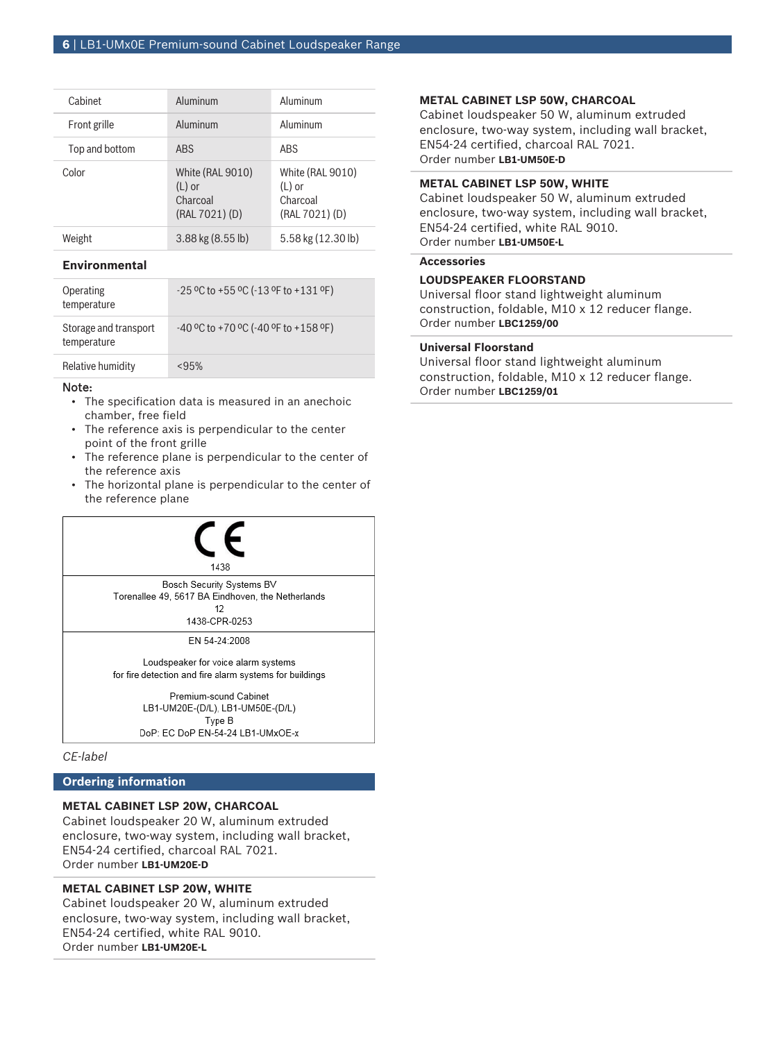| | | |
|---|---|---|
| Cabinet | Aluminum | Aluminum |
| Front grille | Aluminum | Aluminum |
| Top and bottom | ABS | ABS |
| Color | White (RAL 9010) (L) or Charcoal (RAL 7021) (D) | White (RAL 9010) (L) or Charcoal (RAL 7021) (D) |
| Weight | 3.88 kg (8.55 lb) | 5.58 kg (12.30 lb) |

### Environmental

| | |
|---|---|
| Operating temperature | -25 ºC to +55 ºC (-13 ºF to +131 ºF) |
| Storage and transport temperature | -40 ºC to +70 ºC (-40 ºF to +158 ºF) |
| Relative humidity | <95% |

**Note:**

- The specification data is measured in an anechoic chamber, free field
- The reference axis is perpendicular to the center point of the front grille
- The reference plane is perpendicular to the center of the reference axis
- The horizontal plane is perpendicular to the center of the reference plane

CE

1438

Bosch Security Systems BV
Torenallee 49, 5617 BA Eindhoven, the Netherlands
12
1438-CPR-0253

EN 54-24:2008

Loudspeaker for voice alarm systems
for fire detection and fire alarm systems for buildings

Premium-sound Cabinet
LB1-UM20E-(D/L), LB1-UM50E-(D/L)
Type B
DoP: EC DoP EN-54-24 LB1-UMxOE-x

*CE-label*

## Ordering information

**METAL CABINET LSP 20W, CHARCOAL**
Cabinet loudspeaker 20 W, aluminum extruded enclosure, two-way system, including wall bracket, EN54-24 certified, charcoal RAL 7021.
Order number **LB1-UM20E-D**

**METAL CABINET LSP 20W, WHITE**
Cabinet loudspeaker 20 W, aluminum extruded enclosure, two-way system, including wall bracket, EN54-24 certified, white RAL 9010.
Order number **LB1-UM20E-L**

**METAL CABINET LSP 50W, CHARCOAL**
Cabinet loudspeaker 50 W, aluminum extruded enclosure, two-way system, including wall bracket, EN54-24 certified, charcoal RAL 7021.
Order number **LB1-UM50E-D**

**METAL CABINET LSP 50W, WHITE**
Cabinet loudspeaker 50 W, aluminum extruded enclosure, two-way system, including wall bracket, EN54-24 certified, white RAL 9010.
Order number **LB1-UM50E-L**

### Accessories

**LOUDSPEAKER FLOORSTAND**
Universal floor stand lightweight aluminum construction, foldable, M10 x 12 reducer flange.
Order number **LBC1259/00**

**Universal Floorstand**
Universal floor stand lightweight aluminum construction, foldable, M10 x 12 reducer flange.
Order number **LBC1259/01**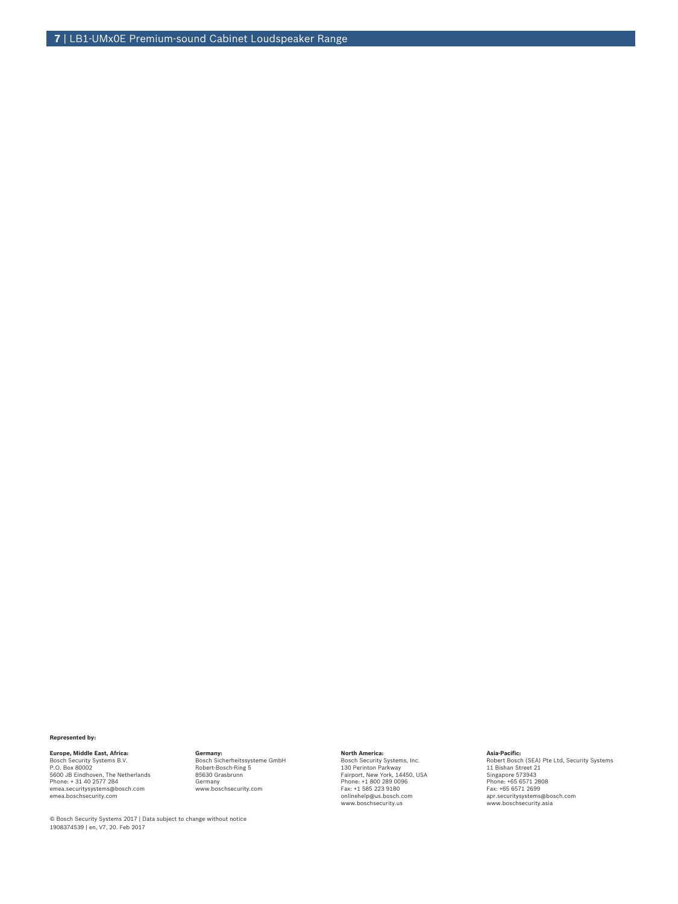**Represented by:**

**Europe, Middle East, Africa:**
Bosch Security Systems B.V.
P.O. Box 80002
5600 JB Eindhoven, The Netherlands
Phone: + 31 40 2577 284
emea.securitysystems@bosch.com
emea.boschsecurity.com

**Germany:**
Bosch Sicherheitssysteme GmbH
Robert-Bosch-Ring 5
85630 Grasbrunn
Germany
www.boschsecurity.com

**North America:**
Bosch Security Systems, Inc.
130 Perinton Parkway
Fairport, New York, 14450, USA
Phone: +1 800 289 0096
Fax: +1 585 223 9180
onlinehelp@us.bosch.com
www.boschsecurity.us

**Asia-Pacific:**
Robert Bosch (SEA) Pte Ltd, Security Systems
11 Bishan Street 21
Singapore 573943
Phone: +65 6571 2808
Fax: +65 6571 2699
apr.securitysystems@bosch.com
www.boschsecurity.asia

© Bosch Security Systems 2017 | Data subject to change without notice
1908374539 | en, V7, 20. Feb 2017